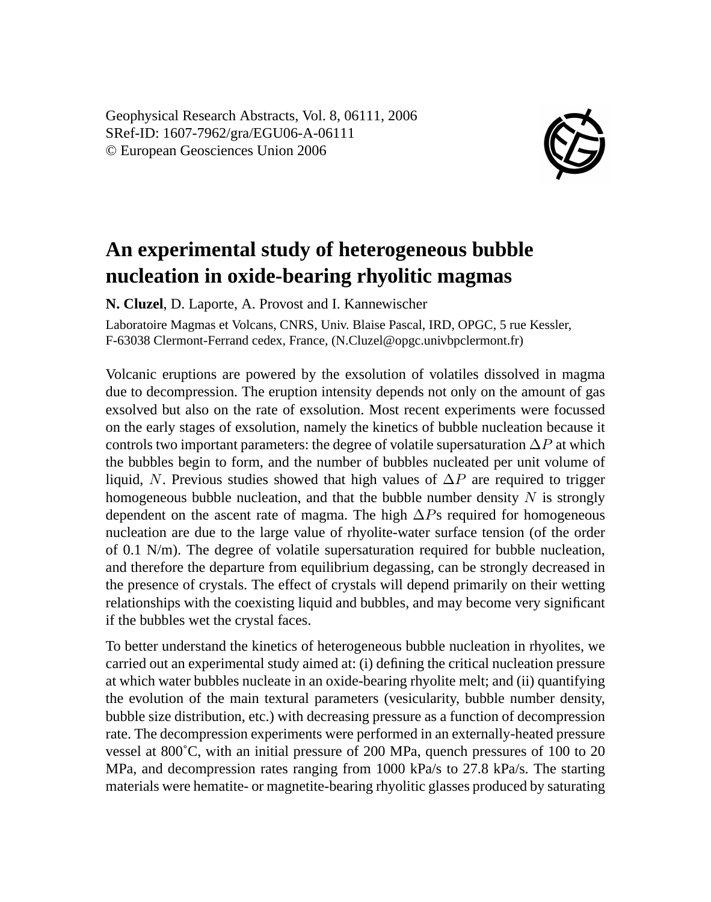Geophysical Research Abstracts, Vol. 8, 06111, 2006
SRef-ID: 1607-7962/gra/EGU06-A-06111
© European Geosciences Union 2006

# An experimental study of heterogeneous bubble nucleation in oxide-bearing rhyolitic magmas

**N. Cluzel**, D. Laporte, A. Provost and I. Kannewischer

Laboratoire Magmas et Volcans, CNRS, Univ. Blaise Pascal, IRD, OPGC, 5 rue Kessler, F-63038 Clermont-Ferrand cedex, France, (N.Cluzel@opgc.univbpclermont.fr)

Volcanic eruptions are powered by the exsolution of volatiles dissolved in magma due to decompression. The eruption intensity depends not only on the amount of gas exsolved but also on the rate of exsolution. Most recent experiments were focussed on the early stages of exsolution, namely the kinetics of bubble nucleation because it controls two important parameters: the degree of volatile supersaturation $\Delta P$ at which the bubbles begin to form, and the number of bubbles nucleated per unit volume of liquid, $N$. Previous studies showed that high values of $\Delta P$ are required to trigger homogeneous bubble nucleation, and that the bubble number density $N$ is strongly dependent on the ascent rate of magma. The high $\Delta P$s required for homogeneous nucleation are due to the large value of rhyolite-water surface tension (of the order of 0.1 N/m). The degree of volatile supersaturation required for bubble nucleation, and therefore the departure from equilibrium degassing, can be strongly decreased in the presence of crystals. The effect of crystals will depend primarily on their wetting relationships with the coexisting liquid and bubbles, and may become very significant if the bubbles wet the crystal faces.

To better understand the kinetics of heterogeneous bubble nucleation in rhyolites, we carried out an experimental study aimed at: (i) defining the critical nucleation pressure at which water bubbles nucleate in an oxide-bearing rhyolite melt; and (ii) quantifying the evolution of the main textural parameters (vesicularity, bubble number density, bubble size distribution, etc.) with decreasing pressure as a function of decompression rate. The decompression experiments were performed in an externally-heated pressure vessel at 800˚C, with an initial pressure of 200 MPa, quench pressures of 100 to 20 MPa, and decompression rates ranging from 1000 kPa/s to 27.8 kPa/s. The starting materials were hematite- or magnetite-bearing rhyolitic glasses produced by saturating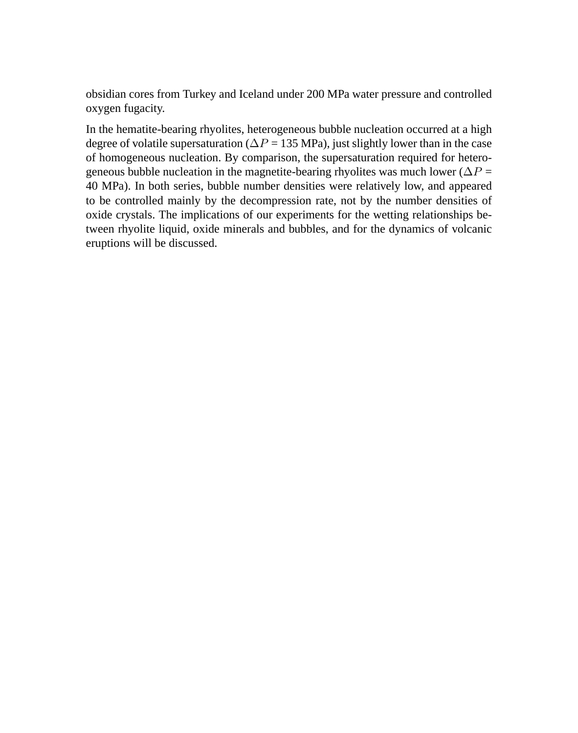obsidian cores from Turkey and Iceland under 200 MPa water pressure and controlled oxygen fugacity.

In the hematite-bearing rhyolites, heterogeneous bubble nucleation occurred at a high degree of volatile supersaturation ($\Delta P$ = 135 MPa), just slightly lower than in the case of homogeneous nucleation. By comparison, the supersaturation required for heterogeneous bubble nucleation in the magnetite-bearing rhyolites was much lower ($\Delta P$ = 40 MPa). In both series, bubble number densities were relatively low, and appeared to be controlled mainly by the decompression rate, not by the number densities of oxide crystals. The implications of our experiments for the wetting relationships between rhyolite liquid, oxide minerals and bubbles, and for the dynamics of volcanic eruptions will be discussed.